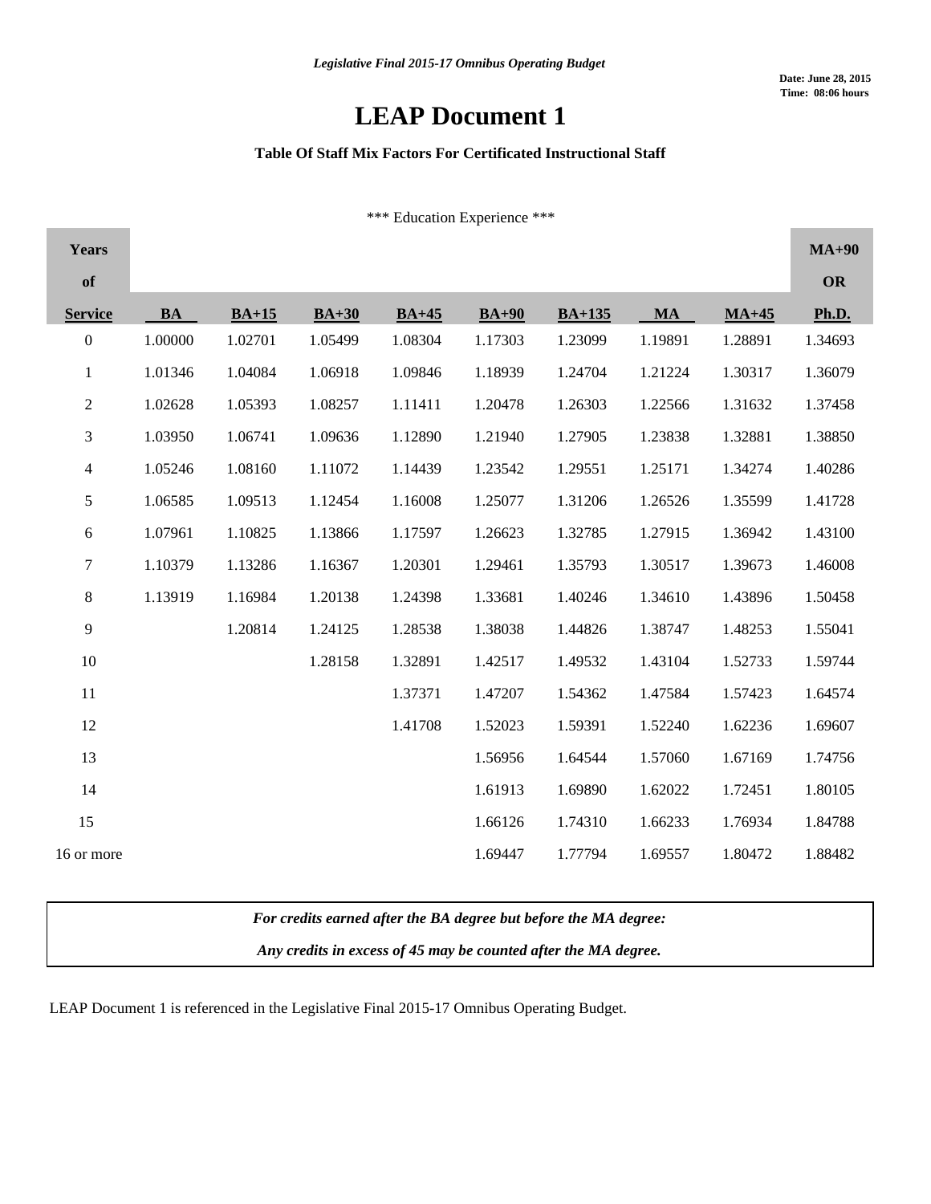*Legislative Final 2015-17 Omnibus Operating Budget*

**Date: June 28, 2015**
**Time: 08:06 hours**

# LEAP Document 1

**Table Of Staff Mix Factors For Certificated Instructional Staff**

\*\*\* Education Experience \*\*\*

| Years of Service | BA | BA+15 | BA+30 | BA+45 | BA+90 | BA+135 | MA | MA+45 | MA+90 OR Ph.D. |
|---|---|---|---|---|---|---|---|---|---|
| 0 | 1.00000 | 1.02701 | 1.05499 | 1.08304 | 1.17303 | 1.23099 | 1.19891 | 1.28891 | 1.34693 |
| 1 | 1.01346 | 1.04084 | 1.06918 | 1.09846 | 1.18939 | 1.24704 | 1.21224 | 1.30317 | 1.36079 |
| 2 | 1.02628 | 1.05393 | 1.08257 | 1.11411 | 1.20478 | 1.26303 | 1.22566 | 1.31632 | 1.37458 |
| 3 | 1.03950 | 1.06741 | 1.09636 | 1.12890 | 1.21940 | 1.27905 | 1.23838 | 1.32881 | 1.38850 |
| 4 | 1.05246 | 1.08160 | 1.11072 | 1.14439 | 1.23542 | 1.29551 | 1.25171 | 1.34274 | 1.40286 |
| 5 | 1.06585 | 1.09513 | 1.12454 | 1.16008 | 1.25077 | 1.31206 | 1.26526 | 1.35599 | 1.41728 |
| 6 | 1.07961 | 1.10825 | 1.13866 | 1.17597 | 1.26623 | 1.32785 | 1.27915 | 1.36942 | 1.43100 |
| 7 | 1.10379 | 1.13286 | 1.16367 | 1.20301 | 1.29461 | 1.35793 | 1.30517 | 1.39673 | 1.46008 |
| 8 | 1.13919 | 1.16984 | 1.20138 | 1.24398 | 1.33681 | 1.40246 | 1.34610 | 1.43896 | 1.50458 |
| 9 | | 1.20814 | 1.24125 | 1.28538 | 1.38038 | 1.44826 | 1.38747 | 1.48253 | 1.55041 |
| 10 | | | 1.28158 | 1.32891 | 1.42517 | 1.49532 | 1.43104 | 1.52733 | 1.59744 |
| 11 | | | | 1.37371 | 1.47207 | 1.54362 | 1.47584 | 1.57423 | 1.64574 |
| 12 | | | | 1.41708 | 1.52023 | 1.59391 | 1.52240 | 1.62236 | 1.69607 |
| 13 | | | | | 1.56956 | 1.64544 | 1.57060 | 1.67169 | 1.74756 |
| 14 | | | | | 1.61913 | 1.69890 | 1.62022 | 1.72451 | 1.80105 |
| 15 | | | | | 1.66126 | 1.74310 | 1.66233 | 1.76934 | 1.84788 |
| 16 or more | | | | | 1.69447 | 1.77794 | 1.69557 | 1.80472 | 1.88482 |

***For credits earned after the BA degree but before the MA degree:***

***Any credits in excess of 45 may be counted after the MA degree.***

LEAP Document 1 is referenced in the Legislative Final 2015-17 Omnibus Operating Budget.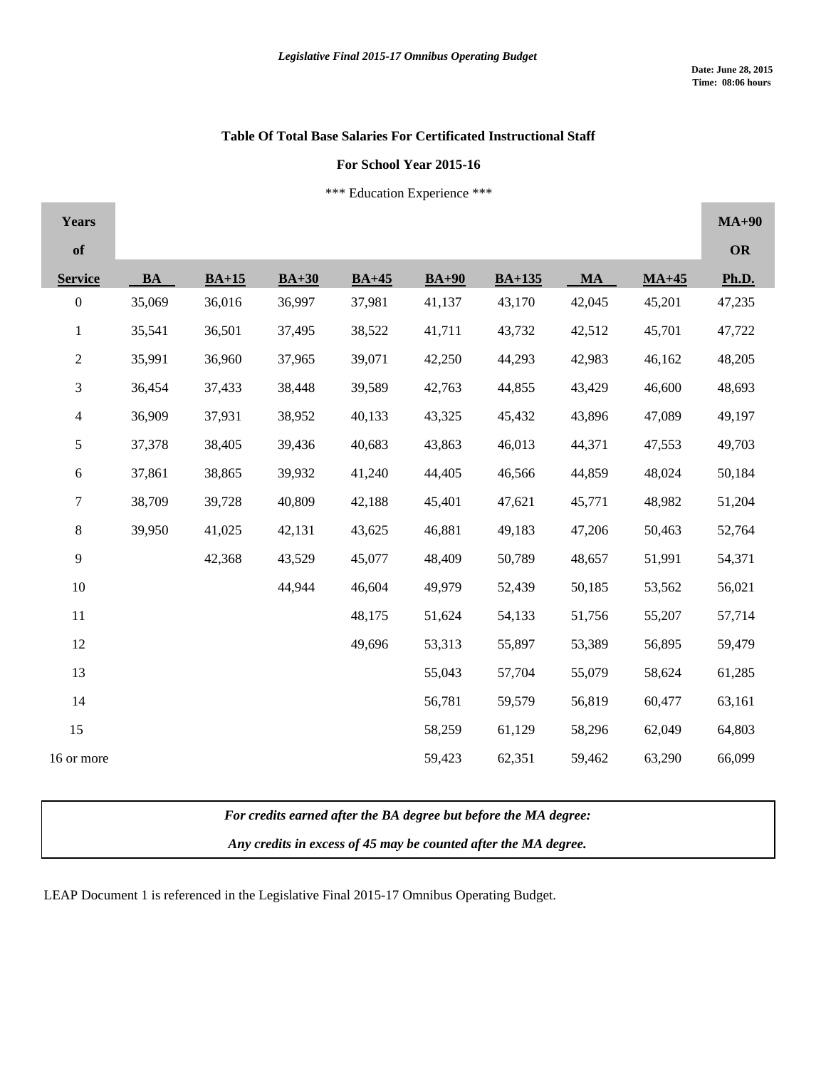*Legislative Final 2015-17 Omnibus Operating Budget*

**Date: June 28, 2015**
**Time: 08:06 hours**

### Table Of Total Base Salaries For Certificated Instructional Staff

### For School Year 2015-16

*** Education Experience ***

| Years of Service | BA | BA+15 | BA+30 | BA+45 | BA+90 | BA+135 | MA | MA+45 | MA+90 OR Ph.D. |
|---|---|---|---|---|---|---|---|---|---|
| 0 | 35,069 | 36,016 | 36,997 | 37,981 | 41,137 | 43,170 | 42,045 | 45,201 | 47,235 |
| 1 | 35,541 | 36,501 | 37,495 | 38,522 | 41,711 | 43,732 | 42,512 | 45,701 | 47,722 |
| 2 | 35,991 | 36,960 | 37,965 | 39,071 | 42,250 | 44,293 | 42,983 | 46,162 | 48,205 |
| 3 | 36,454 | 37,433 | 38,448 | 39,589 | 42,763 | 44,855 | 43,429 | 46,600 | 48,693 |
| 4 | 36,909 | 37,931 | 38,952 | 40,133 | 43,325 | 45,432 | 43,896 | 47,089 | 49,197 |
| 5 | 37,378 | 38,405 | 39,436 | 40,683 | 43,863 | 46,013 | 44,371 | 47,553 | 49,703 |
| 6 | 37,861 | 38,865 | 39,932 | 41,240 | 44,405 | 46,566 | 44,859 | 48,024 | 50,184 |
| 7 | 38,709 | 39,728 | 40,809 | 42,188 | 45,401 | 47,621 | 45,771 | 48,982 | 51,204 |
| 8 | 39,950 | 41,025 | 42,131 | 43,625 | 46,881 | 49,183 | 47,206 | 50,463 | 52,764 |
| 9 | | 42,368 | 43,529 | 45,077 | 48,409 | 50,789 | 48,657 | 51,991 | 54,371 |
| 10 | | | 44,944 | 46,604 | 49,979 | 52,439 | 50,185 | 53,562 | 56,021 |
| 11 | | | | 48,175 | 51,624 | 54,133 | 51,756 | 55,207 | 57,714 |
| 12 | | | | 49,696 | 53,313 | 55,897 | 53,389 | 56,895 | 59,479 |
| 13 | | | | | 55,043 | 57,704 | 55,079 | 58,624 | 61,285 |
| 14 | | | | | 56,781 | 59,579 | 56,819 | 60,477 | 63,161 |
| 15 | | | | | 58,259 | 61,129 | 58,296 | 62,049 | 64,803 |
| 16 or more | | | | | 59,423 | 62,351 | 59,462 | 63,290 | 66,099 |

*For credits earned after the BA degree but before the MA degree:*
*Any credits in excess of 45 may be counted after the MA degree.*

LEAP Document 1 is referenced in the Legislative Final 2015-17 Omnibus Operating Budget.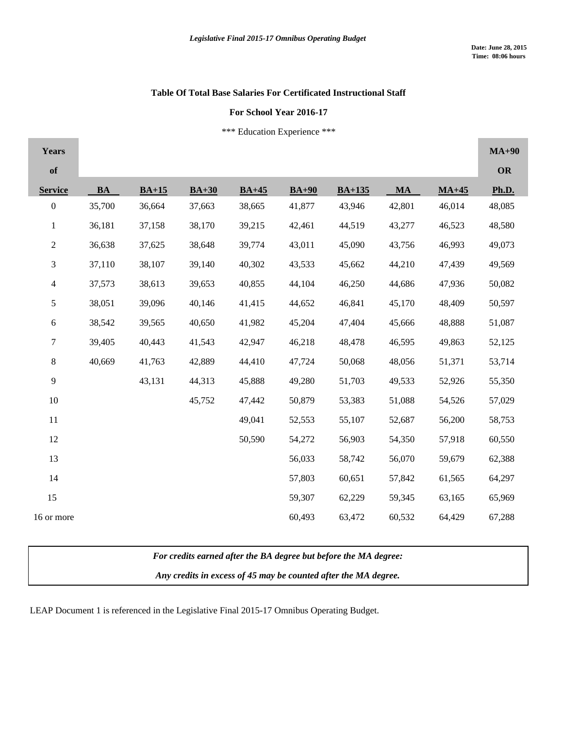*Legislative Final 2015-17 Omnibus Operating Budget*

**Date: June 28, 2015**
**Time: 08:06 hours**

### Table Of Total Base Salaries For Certificated Instructional Staff

### For School Year 2016-17

\*\*\* Education Experience \*\*\*

| Years of Service | BA | BA+15 | BA+30 | BA+45 | BA+90 | BA+135 | MA | MA+45 | MA+90 OR Ph.D. |
|---|---|---|---|---|---|---|---|---|---|
| 0 | 35,700 | 36,664 | 37,663 | 38,665 | 41,877 | 43,946 | 42,801 | 46,014 | 48,085 |
| 1 | 36,181 | 37,158 | 38,170 | 39,215 | 42,461 | 44,519 | 43,277 | 46,523 | 48,580 |
| 2 | 36,638 | 37,625 | 38,648 | 39,774 | 43,011 | 45,090 | 43,756 | 46,993 | 49,073 |
| 3 | 37,110 | 38,107 | 39,140 | 40,302 | 43,533 | 45,662 | 44,210 | 47,439 | 49,569 |
| 4 | 37,573 | 38,613 | 39,653 | 40,855 | 44,104 | 46,250 | 44,686 | 47,936 | 50,082 |
| 5 | 38,051 | 39,096 | 40,146 | 41,415 | 44,652 | 46,841 | 45,170 | 48,409 | 50,597 |
| 6 | 38,542 | 39,565 | 40,650 | 41,982 | 45,204 | 47,404 | 45,666 | 48,888 | 51,087 |
| 7 | 39,405 | 40,443 | 41,543 | 42,947 | 46,218 | 48,478 | 46,595 | 49,863 | 52,125 |
| 8 | 40,669 | 41,763 | 42,889 | 44,410 | 47,724 | 50,068 | 48,056 | 51,371 | 53,714 |
| 9 | | 43,131 | 44,313 | 45,888 | 49,280 | 51,703 | 49,533 | 52,926 | 55,350 |
| 10 | | | 45,752 | 47,442 | 50,879 | 53,383 | 51,088 | 54,526 | 57,029 |
| 11 | | | | 49,041 | 52,553 | 55,107 | 52,687 | 56,200 | 58,753 |
| 12 | | | | 50,590 | 54,272 | 56,903 | 54,350 | 57,918 | 60,550 |
| 13 | | | | | 56,033 | 58,742 | 56,070 | 59,679 | 62,388 |
| 14 | | | | | 57,803 | 60,651 | 57,842 | 61,565 | 64,297 |
| 15 | | | | | 59,307 | 62,229 | 59,345 | 63,165 | 65,969 |
| 16 or more | | | | | 60,493 | 63,472 | 60,532 | 64,429 | 67,288 |

*For credits earned after the BA degree but before the MA degree:*

*Any credits in excess of 45 may be counted after the MA degree.*

LEAP Document 1 is referenced in the Legislative Final 2015-17 Omnibus Operating Budget.